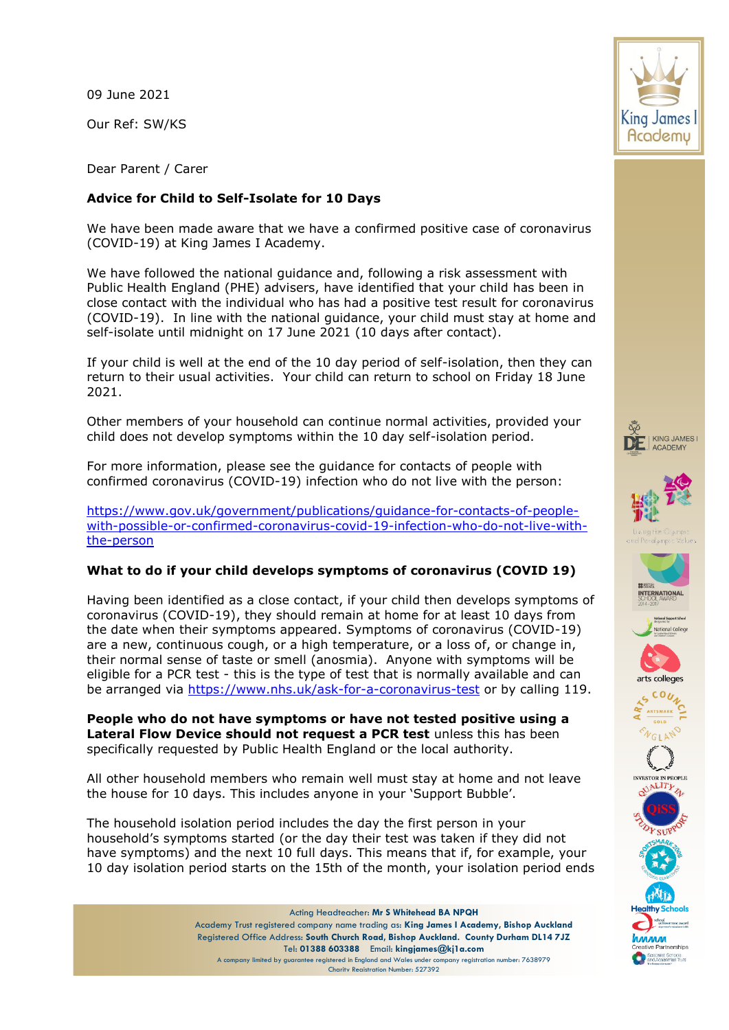09 June 2021

Our Ref: SW/KS

Dear Parent / Carer

**Advice for Child to Self-Isolate for 10 Days**

We have been made aware that we have a confirmed positive case of coronavirus (COVID-19) at King James I Academy.

We have followed the national guidance and, following a risk assessment with Public Health England (PHE) advisers, have identified that your child has been in close contact with the individual who has had a positive test result for coronavirus (COVID-19). In line with the national guidance, your child must stay at home and self-isolate until midnight on 17 June 2021 (10 days after contact).

If your child is well at the end of the 10 day period of self-isolation, then they can return to their usual activities. Your child can return to school on Friday 18 June 2021.

Other members of your household can continue normal activities, provided your child does not develop symptoms within the 10 day self-isolation period.

For more information, please see the guidance for contacts of people with confirmed coronavirus (COVID-19) infection who do not live with the person:

https://www.gov.uk/government/publications/guidance-for-contacts-of-people-with-possible-or-confirmed-coronavirus-covid-19-infection-who-do-not-live-with-the-person

**What to do if your child develops symptoms of coronavirus (COVID 19)**

Having been identified as a close contact, if your child then develops symptoms of coronavirus (COVID-19), they should remain at home for at least 10 days from the date when their symptoms appeared. Symptoms of coronavirus (COVID-19) are a new, continuous cough, or a high temperature, or a loss of, or change in, their normal sense of taste or smell (anosmia). Anyone with symptoms will be eligible for a PCR test - this is the type of test that is normally available and can be arranged via https://www.nhs.uk/ask-for-a-coronavirus-test or by calling 119.

**People who do not have symptoms or have not tested positive using a Lateral Flow Device should not request a PCR test** unless this has been specifically requested by Public Health England or the local authority.

All other household members who remain well must stay at home and not leave the house for 10 days. This includes anyone in your 'Support Bubble'.

The household isolation period includes the day the first person in your household's symptoms started (or the day their test was taken if they did not have symptoms) and the next 10 full days. This means that if, for example, your 10 day isolation period starts on the 15th of the month, your isolation period ends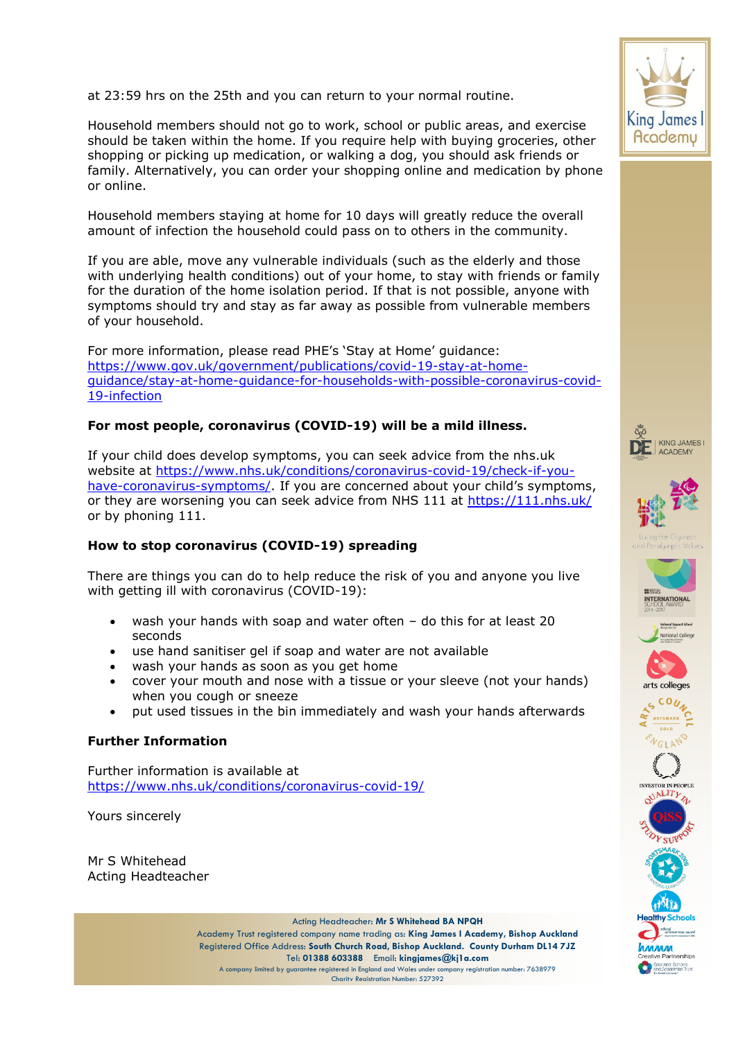at 23:59 hrs on the 25th and you can return to your normal routine.

Household members should not go to work, school or public areas, and exercise should be taken within the home. If you require help with buying groceries, other shopping or picking up medication, or walking a dog, you should ask friends or family. Alternatively, you can order your shopping online and medication by phone or online.

Household members staying at home for 10 days will greatly reduce the overall amount of infection the household could pass on to others in the community.

If you are able, move any vulnerable individuals (such as the elderly and those with underlying health conditions) out of your home, to stay with friends or family for the duration of the home isolation period. If that is not possible, anyone with symptoms should try and stay as far away as possible from vulnerable members of your household.

For more information, please read PHE's 'Stay at Home' guidance: https://www.gov.uk/government/publications/covid-19-stay-at-home-guidance/stay-at-home-guidance-for-households-with-possible-coronavirus-covid-19-infection

**For most people, coronavirus (COVID-19) will be a mild illness.**

If your child does develop symptoms, you can seek advice from the nhs.uk website at https://www.nhs.uk/conditions/coronavirus-covid-19/check-if-you-have-coronavirus-symptoms/. If you are concerned about your child's symptoms, or they are worsening you can seek advice from NHS 111 at https://111.nhs.uk/ or by phoning 111.

**How to stop coronavirus (COVID-19) spreading**

There are things you can do to help reduce the risk of you and anyone you live with getting ill with coronavirus (COVID-19):

- wash your hands with soap and water often – do this for at least 20 seconds
- use hand sanitiser gel if soap and water are not available
- wash your hands as soon as you get home
- cover your mouth and nose with a tissue or your sleeve (not your hands) when you cough or sneeze
- put used tissues in the bin immediately and wash your hands afterwards

**Further Information**

Further information is available at https://www.nhs.uk/conditions/coronavirus-covid-19/

Yours sincerely

Mr S Whitehead
Acting Headteacher